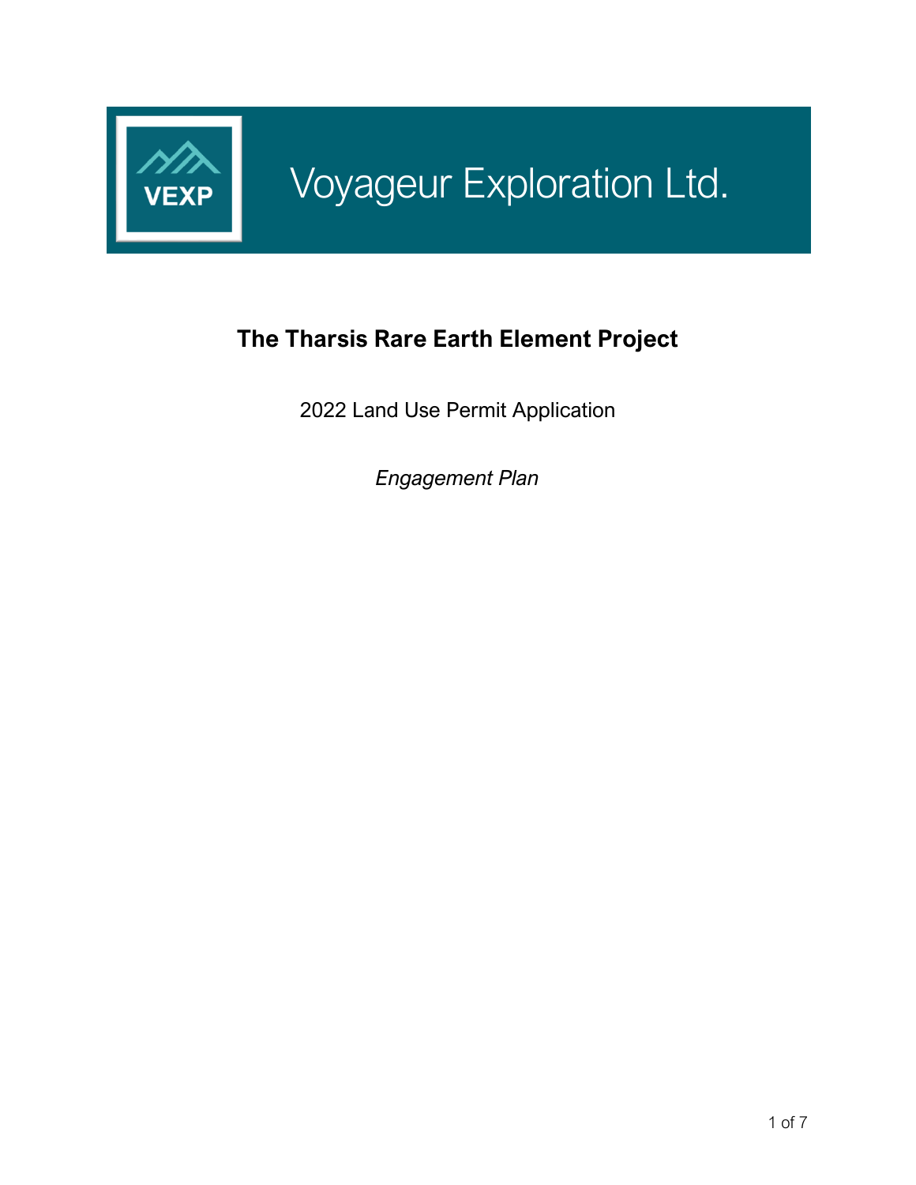VEXP

# Voyageur Exploration Ltd.

## The Tharsis Rare Earth Element Project

2022 Land Use Permit Application

*Engagement Plan*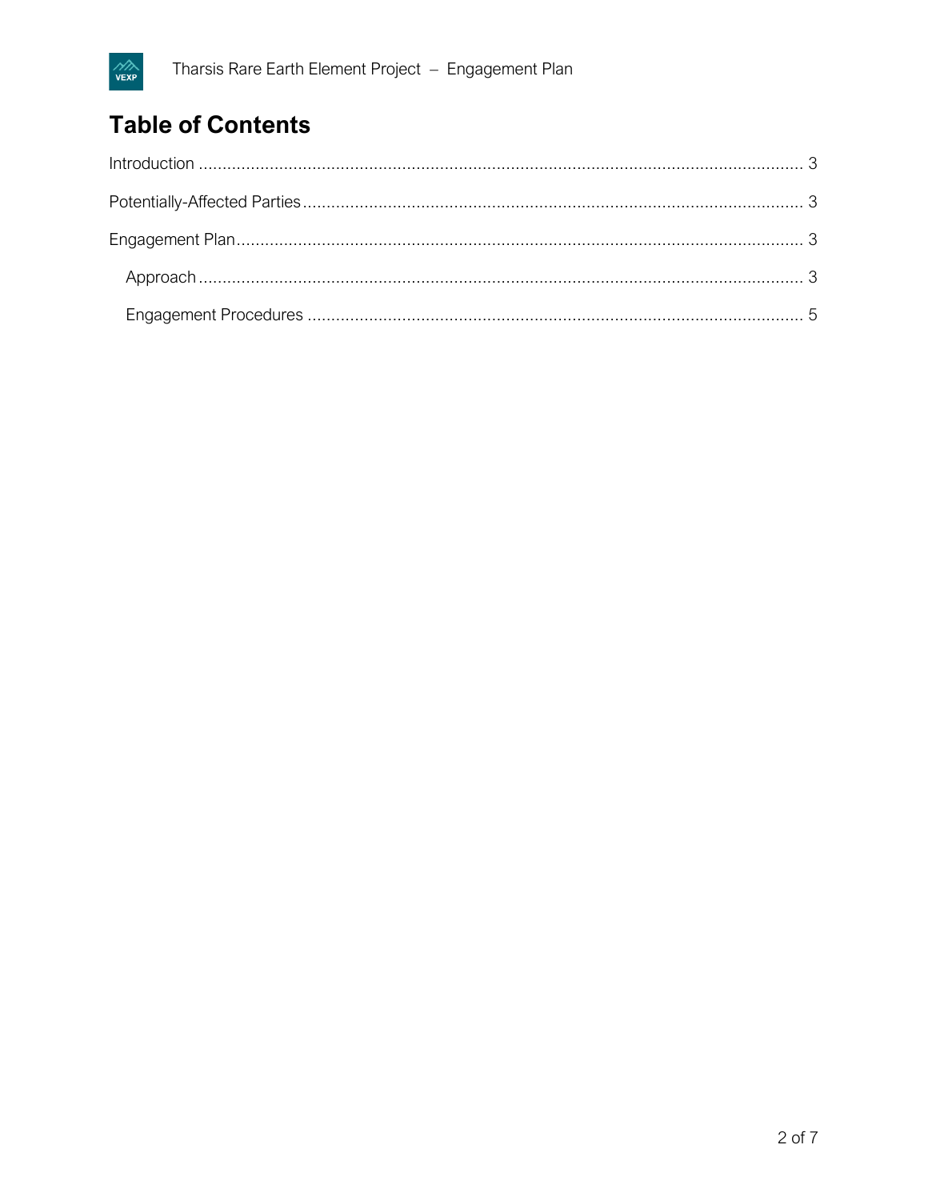# Table of Contents

Introduction ........................................................................................................................ 3

Potentially-Affected Parties ................................................................................................ 3

Engagement Plan ................................................................................................................ 3

- Approach ....................................................................................................................... 3
- Engagement Procedures ................................................................................................ 5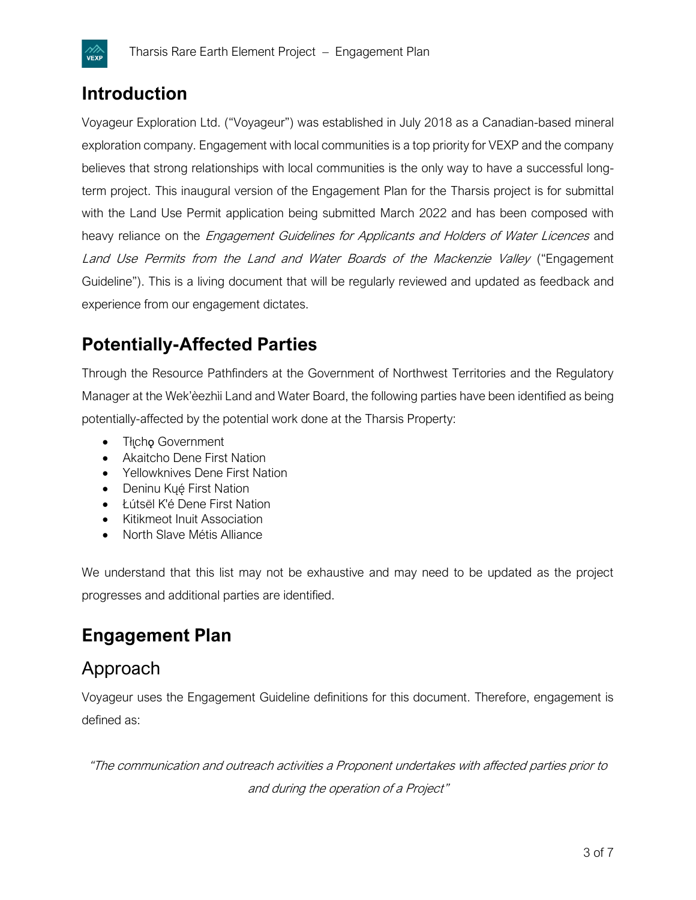## Introduction

Voyageur Exploration Ltd. ("Voyageur") was established in July 2018 as a Canadian-based mineral exploration company. Engagement with local communities is a top priority for VEXP and the company believes that strong relationships with local communities is the only way to have a successful long-term project. This inaugural version of the Engagement Plan for the Tharsis project is for submittal with the Land Use Permit application being submitted March 2022 and has been composed with heavy reliance on the *Engagement Guidelines for Applicants and Holders of Water Licences* and *Land Use Permits from the Land and Water Boards of the Mackenzie Valley* ("Engagement Guideline"). This is a living document that will be regularly reviewed and updated as feedback and experience from our engagement dictates.

## Potentially-Affected Parties

Through the Resource Pathfinders at the Government of Northwest Territories and the Regulatory Manager at the Wek'èezhìi Land and Water Board, the following parties have been identified as being potentially-affected by the potential work done at the Tharsis Property:

- Tłı̨chǫ Government
- Akaitcho Dene First Nation
- Yellowknives Dene First Nation
- Deninu Kų́ę́ First Nation
- Łútsël K'é Dene First Nation
- Kitikmeot Inuit Association
- North Slave Métis Alliance

We understand that this list may not be exhaustive and may need to be updated as the project progresses and additional parties are identified.

## Engagement Plan

### Approach

Voyageur uses the Engagement Guideline definitions for this document. Therefore, engagement is defined as:

*"The communication and outreach activities a Proponent undertakes with affected parties prior to and during the operation of a Project"*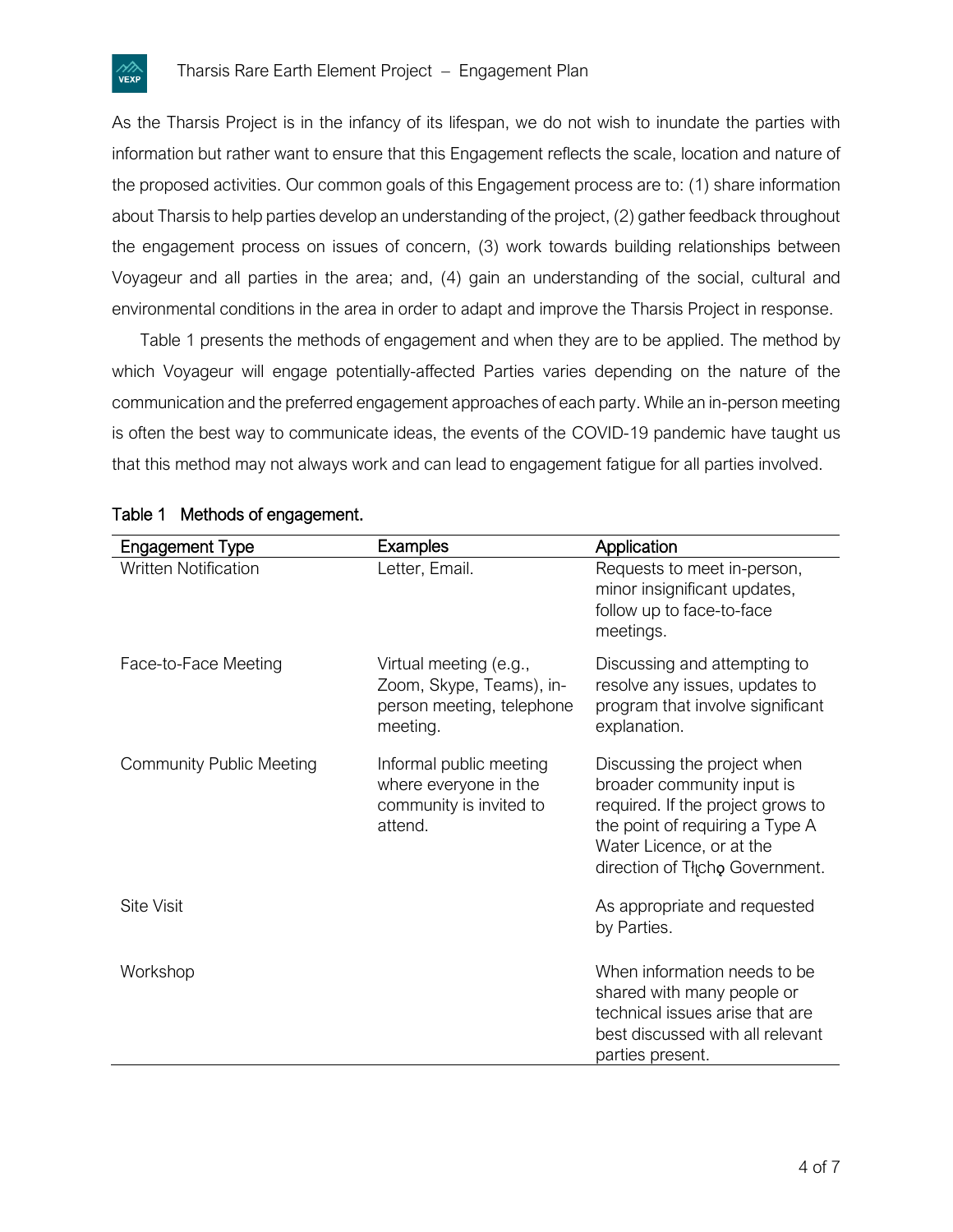As the Tharsis Project is in the infancy of its lifespan, we do not wish to inundate the parties with information but rather want to ensure that this Engagement reflects the scale, location and nature of the proposed activities. Our common goals of this Engagement process are to: (1) share information about Tharsis to help parties develop an understanding of the project, (2) gather feedback throughout the engagement process on issues of concern, (3) work towards building relationships between Voyageur and all parties in the area; and, (4) gain an understanding of the social, cultural and environmental conditions in the area in order to adapt and improve the Tharsis Project in response.

Table 1 presents the methods of engagement and when they are to be applied. The method by which Voyageur will engage potentially-affected Parties varies depending on the nature of the communication and the preferred engagement approaches of each party. While an in-person meeting is often the best way to communicate ideas, the events of the COVID-19 pandemic have taught us that this method may not always work and can lead to engagement fatigue for all parties involved.

Table 1 Methods of engagement.

| Engagement Type | Examples | Application |
| --- | --- | --- |
| Written Notification | Letter, Email. | Requests to meet in-person, minor insignificant updates, follow up to face-to-face meetings. |
| Face-to-Face Meeting | Virtual meeting (e.g., Zoom, Skype, Teams), in-person meeting, telephone meeting. | Discussing and attempting to resolve any issues, updates to program that involve significant explanation. |
| Community Public Meeting | Informal public meeting where everyone in the community is invited to attend. | Discussing the project when broader community input is required. If the project grows to the point of requiring a Type A Water Licence, or at the direction of Tłı̨chǫ Government. |
| Site Visit | | As appropriate and requested by Parties. |
| Workshop | | When information needs to be shared with many people or technical issues arise that are best discussed with all relevant parties present. |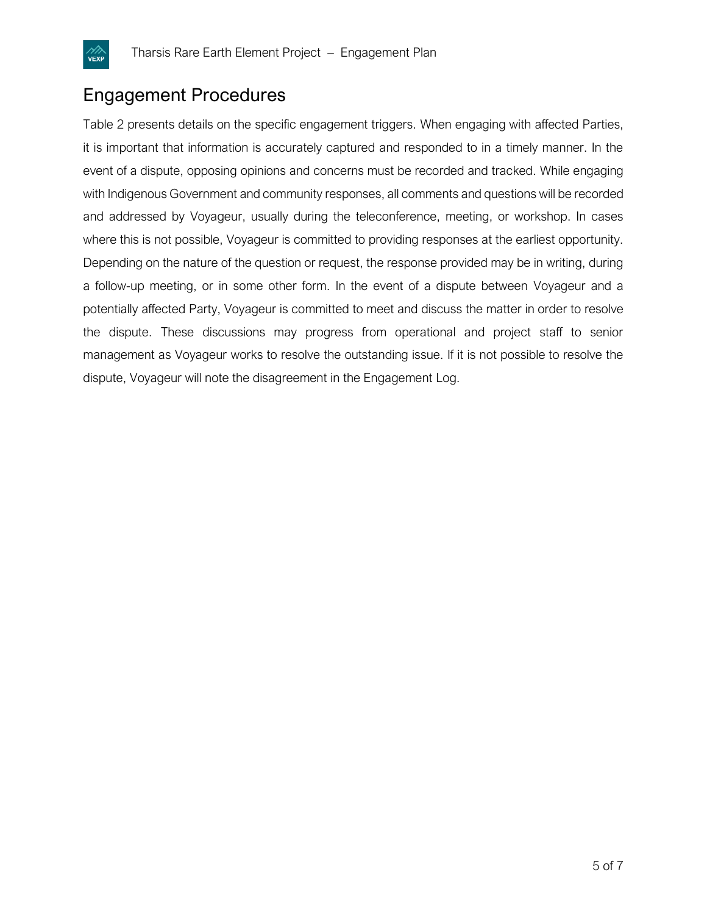## Engagement Procedures

Table 2 presents details on the specific engagement triggers. When engaging with affected Parties, it is important that information is accurately captured and responded to in a timely manner. In the event of a dispute, opposing opinions and concerns must be recorded and tracked. While engaging with Indigenous Government and community responses, all comments and questions will be recorded and addressed by Voyageur, usually during the teleconference, meeting, or workshop. In cases where this is not possible, Voyageur is committed to providing responses at the earliest opportunity. Depending on the nature of the question or request, the response provided may be in writing, during a follow-up meeting, or in some other form. In the event of a dispute between Voyageur and a potentially affected Party, Voyageur is committed to meet and discuss the matter in order to resolve the dispute. These discussions may progress from operational and project staff to senior management as Voyageur works to resolve the outstanding issue. If it is not possible to resolve the dispute, Voyageur will note the disagreement in the Engagement Log.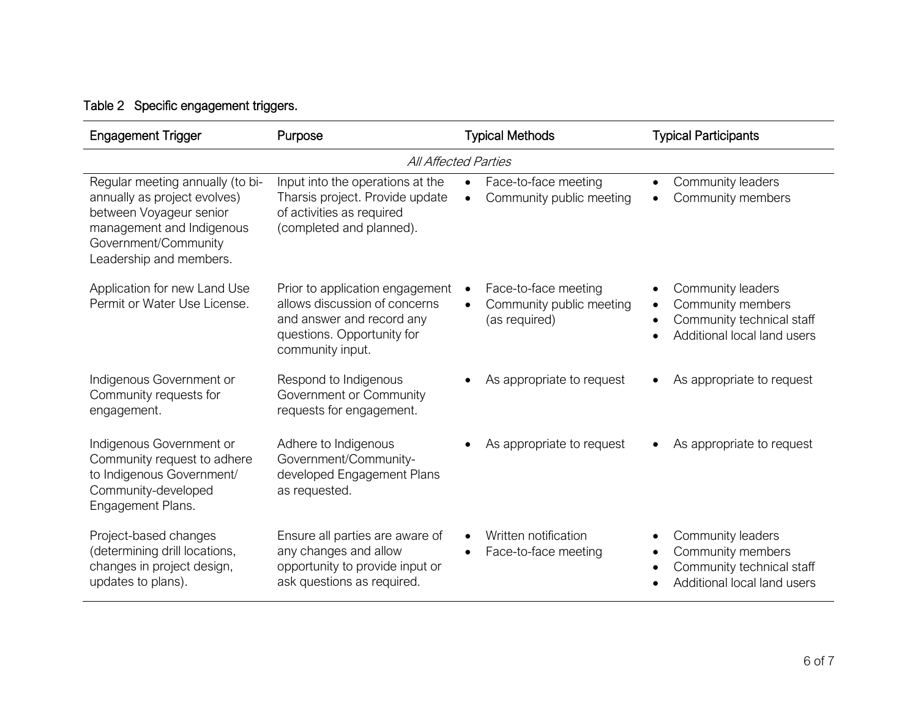Table 2 Specific engagement triggers.

| Engagement Trigger | Purpose | Typical Methods | Typical Participants |
|---|---|---|---|
| | | *All Affected Parties* | |
| Regular meeting annually (to bi-annually as project evolves) between Voyageur senior management and Indigenous Government/Community Leadership and members. | Input into the operations at the Tharsis project. Provide update of activities as required (completed and planned). | • Face-to-face meeting<br>• Community public meeting | • Community leaders<br>• Community members |
| Application for new Land Use Permit or Water Use License. | Prior to application engagement allows discussion of concerns and answer and record any questions. Opportunity for community input. | • Face-to-face meeting<br>• Community public meeting (as required) | • Community leaders<br>• Community members<br>• Community technical staff<br>• Additional local land users |
| Indigenous Government or Community requests for engagement. | Respond to Indigenous Government or Community requests for engagement. | • As appropriate to request | • As appropriate to request |
| Indigenous Government or Community request to adhere to Indigenous Government/ Community-developed Engagement Plans. | Adhere to Indigenous Government/Community-developed Engagement Plans as requested. | • As appropriate to request | • As appropriate to request |
| Project-based changes (determining drill locations, changes in project design, updates to plans). | Ensure all parties are aware of any changes and allow opportunity to provide input or ask questions as required. | • Written notification<br>• Face-to-face meeting | • Community leaders<br>• Community members<br>• Community technical staff<br>• Additional local land users |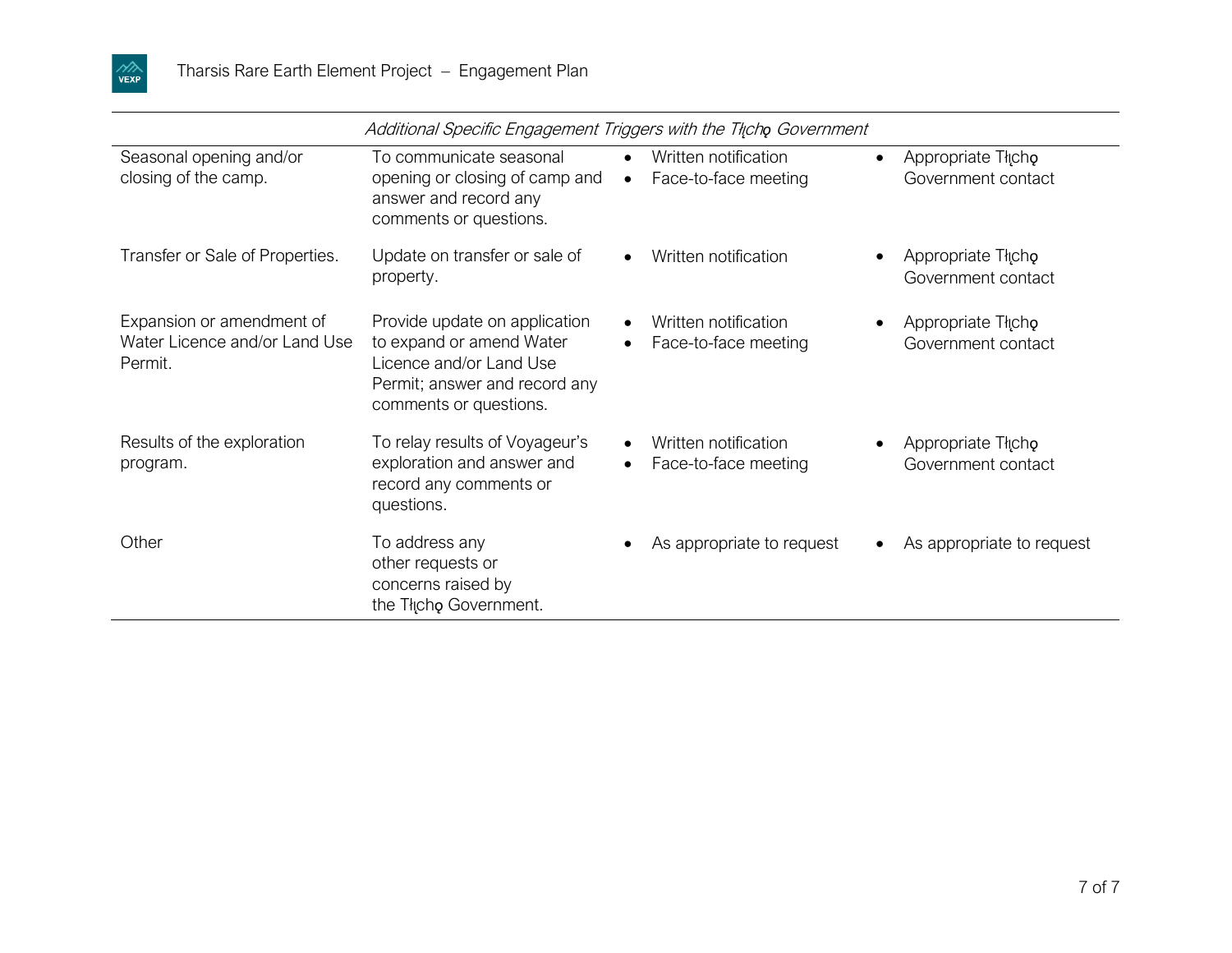| | | | |
|---|---|---|---|
| *Additional Specific Engagement Triggers with the Tłı̨chǫ Government* | | | |
| Seasonal opening and/or closing of the camp. | To communicate seasonal opening or closing of camp and answer and record any comments or questions. | • Written notification<br>• Face-to-face meeting | • Appropriate Tłı̨chǫ Government contact |
| Transfer or Sale of Properties. | Update on transfer or sale of property. | • Written notification | • Appropriate Tłı̨chǫ Government contact |
| Expansion or amendment of Water Licence and/or Land Use Permit. | Provide update on application to expand or amend Water Licence and/or Land Use Permit; answer and record any comments or questions. | • Written notification<br>• Face-to-face meeting | • Appropriate Tłı̨chǫ Government contact |
| Results of the exploration program. | To relay results of Voyageur's exploration and answer and record any comments or questions. | • Written notification<br>• Face-to-face meeting | • Appropriate Tłı̨chǫ Government contact |
| Other | To address any other requests or concerns raised by the Tłı̨chǫ Government. | • As appropriate to request | • As appropriate to request |